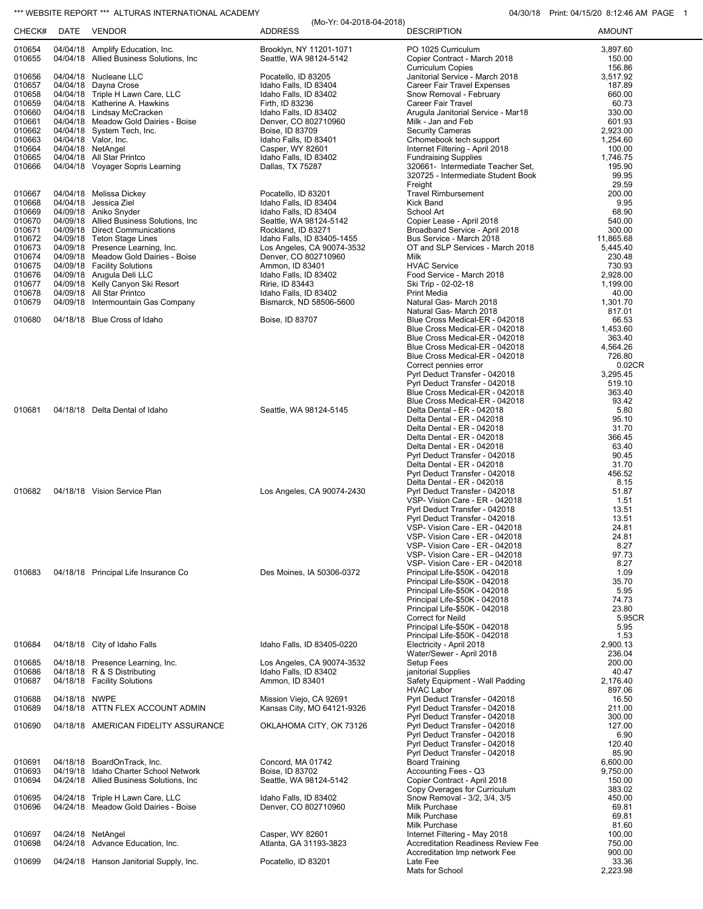\*\*\* WEBSITE REPORT \*\*\* ALTURAS INTERNATIONAL ACADEMY

04/30/18 Print: 04/15/20 8:12:46 AM PAGE 1

(Mo-Yr: 04-2018-04-2018)

| CHECK# | DATE | VENDOR | ADDRESS | DESCRIPTION | AMOUNT |
|---|---|---|---|---|---|
| 010654 | 04/04/18 | Amplify Education, Inc. | Brooklyn, NY 11201-1071 | PO 1025 Curriculum | 3,897.60 |
| 010655 | 04/04/18 | Allied Business Solutions, Inc | Seattle, WA 98124-5142 | Copier Contract - March 2018 | 150.00 |
| | | | | Curriculum Copies | 156.86 |
| 010656 | 04/04/18 | Nucleane LLC | Pocatello, ID 83205 | Janitorial Service - March 2018 | 3,517.92 |
| 010657 | 04/04/18 | Dayna Crose | Idaho Falls, ID 83404 | Career Fair Travel Expenses | 187.89 |
| 010658 | 04/04/18 | Triple H Lawn Care, LLC | Idaho Falls, ID 83402 | Snow Removal - February | 660.00 |
| 010659 | 04/04/18 | Katherine A. Hawkins | Firth, ID 83236 | Career Fair Travel | 60.73 |
| 010660 | 04/04/18 | Lindsay McCracken | Idaho Falls, ID 83402 | Arugula Janitorial Service - Mar18 | 330.00 |
| 010661 | 04/04/18 | Meadow Gold Dairies - Boise | Denver, CO 802710960 | Milk - Jan and Feb | 601.93 |
| 010662 | 04/04/18 | System Tech, Inc. | Boise, ID 83709 | Security Cameras | 2,923.00 |
| 010663 | 04/04/18 | Valor, Inc. | Idaho Falls, ID 83401 | Crhomebook tech support | 1,254.60 |
| 010664 | 04/04/18 | NetAngel | Casper, WY 82601 | Internet Filtering - April 2018 | 100.00 |
| 010665 | 04/04/18 | All Star Printco | Idaho Falls, ID 83402 | Fundraising Supplies | 1,746.75 |
| 010666 | 04/04/18 | Voyager Sopris Learning | Dallas, TX 75287 | 320661- Intermediate Teacher Set, | 195.90 |
| | | | | 320725 - Intermediate Student Book | 99.95 |
| | | | | Freight | 29.59 |
| 010667 | 04/04/18 | Melissa Dickey | Pocatello, ID 83201 | Travel Rimbursement | 200.00 |
| 010668 | 04/04/18 | Jessica Ziel | Idaho Falls, ID 83404 | Kick Band | 9.95 |
| 010669 | 04/09/18 | Aniko Snyder | Idaho Falls, ID 83404 | School Art | 68.90 |
| 010670 | 04/09/18 | Allied Business Solutions, Inc | Seattle, WA 98124-5142 | Copier Lease - April 2018 | 540.00 |
| 010671 | 04/09/18 | Direct Communications | Rockland, ID 83271 | Broadband Service - April 2018 | 300.00 |
| 010672 | 04/09/18 | Teton Stage Lines | Idaho Falls, ID 83405-1455 | Bus Service - March 2018 | 11,865.68 |
| 010673 | 04/09/18 | Presence Learning, Inc. | Los Angeles, CA 90074-3532 | OT and SLP Services - March 2018 | 5,445.40 |
| 010674 | 04/09/18 | Meadow Gold Dairies - Boise | Denver, CO 802710960 | Milk | 230.48 |
| 010675 | 04/09/18 | Facility Solutions | Ammon, ID 83401 | HVAC Service | 730.93 |
| 010676 | 04/09/18 | Arugula Deli LLC | Idaho Falls, ID 83402 | Food Service - March 2018 | 2,928.00 |
| 010677 | 04/09/18 | Kelly Canyon Ski Resort | Ririe, ID 83443 | Ski Trip - 02-02-18 | 1,199.00 |
| 010678 | 04/09/18 | All Star Printco | Idaho Falls, ID 83402 | Print Media | 40.00 |
| 010679 | 04/09/18 | Intermountain Gas Company | Bismarck, ND 58506-5600 | Natural Gas- March 2018 | 1,301.70 |
| | | | | Natural Gas- March 2018 | 817.01 |
| 010680 | 04/18/18 | Blue Cross of Idaho | Boise, ID 83707 | Blue Cross Medical-ER - 042018 | 66.53 |
| | | | | Blue Cross Medical-ER - 042018 | 1,453.60 |
| | | | | Blue Cross Medical-ER - 042018 | 363.40 |
| | | | | Blue Cross Medical-ER - 042018 | 4,564.26 |
| | | | | Blue Cross Medical-ER - 042018 | 726.80 |
| | | | | Correct pennies error | 0.02CR |
| | | | | Pyrl Deduct Transfer - 042018 | 3,295.45 |
| | | | | Pyrl Deduct Transfer - 042018 | 519.10 |
| | | | | Blue Cross Medical-ER - 042018 | 363.40 |
| | | | | Blue Cross Medical-ER - 042018 | 93.42 |
| 010681 | 04/18/18 | Delta Dental of Idaho | Seattle, WA 98124-5145 | Delta Dental - ER - 042018 | 5.80 |
| | | | | Delta Dental - ER - 042018 | 95.10 |
| | | | | Delta Dental - ER - 042018 | 31.70 |
| | | | | Delta Dental - ER - 042018 | 366.45 |
| | | | | Delta Dental - ER - 042018 | 63.40 |
| | | | | Pyrl Deduct Transfer - 042018 | 90.45 |
| | | | | Delta Dental - ER - 042018 | 31.70 |
| | | | | Pyrl Deduct Transfer - 042018 | 456.52 |
| | | | | Delta Dental - ER - 042018 | 8.15 |
| 010682 | 04/18/18 | Vision Service Plan | Los Angeles, CA 90074-2430 | Pyrl Deduct Transfer - 042018 | 51.87 |
| | | | | VSP- Vision Care - ER - 042018 | 1.51 |
| | | | | Pyrl Deduct Transfer - 042018 | 13.51 |
| | | | | Pyrl Deduct Transfer - 042018 | 13.51 |
| | | | | VSP- Vision Care - ER - 042018 | 24.81 |
| | | | | VSP- Vision Care - ER - 042018 | 24.81 |
| | | | | VSP- Vision Care - ER - 042018 | 8.27 |
| | | | | VSP- Vision Care - ER - 042018 | 97.73 |
| | | | | VSP- Vision Care - ER - 042018 | 8.27 |
| 010683 | 04/18/18 | Principal Life Insurance Co | Des Moines, IA 50306-0372 | Principal Life-$50K - 042018 | 1.09 |
| | | | | Principal Life-$50K - 042018 | 35.70 |
| | | | | Principal Life-$50K - 042018 | 5.95 |
| | | | | Principal Life-$50K - 042018 | 74.73 |
| | | | | Principal Life-$50K - 042018 | 23.80 |
| | | | | Correct for Neild | 5.95CR |
| | | | | Principal Life-$50K - 042018 | 5.95 |
| | | | | Principal Life-$50K - 042018 | 1.53 |
| 010684 | 04/18/18 | City of Idaho Falls | Idaho Falls, ID 83405-0220 | Electricity - April 2018 | 2,900.13 |
| | | | | Water/Sewer - April 2018 | 236.04 |
| 010685 | 04/18/18 | Presence Learning, Inc. | Los Angeles, CA 90074-3532 | Setup Fees | 200.00 |
| 010686 | 04/18/18 | R & S Distributing | Idaho Falls, ID 83402 | janitorial Supplies | 40.47 |
| 010687 | 04/18/18 | Facility Solutions | Ammon, ID 83401 | Safety Equipment - Wall Padding | 2,176.40 |
| | | | | HVAC Labor | 897.06 |
| 010688 | 04/18/18 | NWPE | Mission Viejo, CA 92691 | Pyrl Deduct Transfer - 042018 | 16.50 |
| 010689 | 04/18/18 | ATTN FLEX ACCOUNT ADMIN | Kansas City, MO 64121-9326 | Pyrl Deduct Transfer - 042018 | 211.00 |
| | | | | Pyrl Deduct Transfer - 042018 | 300.00 |
| 010690 | 04/18/18 | AMERICAN FIDELITY ASSURANCE | OKLAHOMA CITY, OK 73126 | Pyrl Deduct Transfer - 042018 | 127.00 |
| | | | | Pyrl Deduct Transfer - 042018 | 6.90 |
| | | | | Pyrl Deduct Transfer - 042018 | 120.40 |
| | | | | Pyrl Deduct Transfer - 042018 | 85.90 |
| 010691 | 04/18/18 | BoardOnTrack, Inc. | Concord, MA 01742 | Board Training | 6,600.00 |
| 010693 | 04/19/18 | Idaho Charter School Network | Boise, ID 83702 | Accounting Fees - Q3 | 9,750.00 |
| 010694 | 04/24/18 | Allied Business Solutions, Inc | Seattle, WA 98124-5142 | Copier Contract - April 2018 | 150.00 |
| | | | | Copy Overages for Curriculum | 383.02 |
| 010695 | 04/24/18 | Triple H Lawn Care, LLC | Idaho Falls, ID 83402 | Snow Removal - 3/2, 3/4, 3/5 | 450.00 |
| 010696 | 04/24/18 | Meadow Gold Dairies - Boise | Denver, CO 802710960 | Milk Purchase | 69.81 |
| | | | | Milk Purchase | 69.81 |
| | | | | Milk Purchase | 81.60 |
| 010697 | 04/24/18 | NetAngel | Casper, WY 82601 | Internet Filtering - May 2018 | 100.00 |
| 010698 | 04/24/18 | Advance Education, Inc. | Atlanta, GA 31193-3823 | Accreditation Readiness Review Fee | 750.00 |
| | | | | Accreditation Imp network Fee | 900.00 |
| 010699 | 04/24/18 | Hanson Janitorial Supply, Inc. | Pocatello, ID 83201 | Late Fee | 33.36 |
| | | | | Mats for School | 2,223.98 |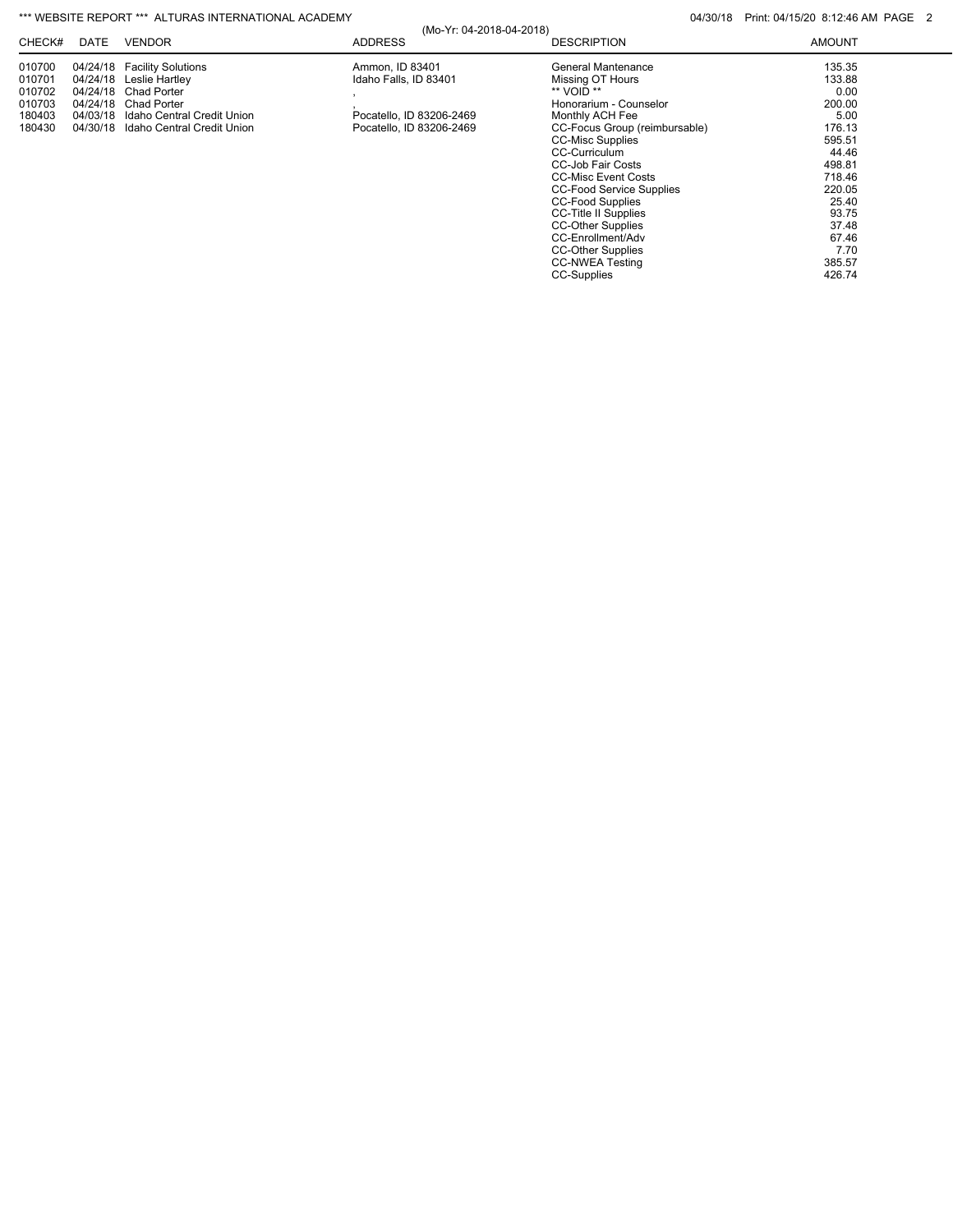*** WEBSITE REPORT *** ALTURAS INTERNATIONAL ACADEMY

04/30/18 Print: 04/15/20 8:12:46 AM

(Mo-Yr: 04-2018-04-2018)

| CHECK# | DATE | VENDOR | ADDRESS | DESCRIPTION | AMOUNT |
|---|---|---|---|---|---|
| 010700 | 04/24/18 | Facility Solutions | Ammon, ID 83401 | General Mantenance | 135.35 |
| 010701 | 04/24/18 | Leslie Hartley | Idaho Falls, ID 83401 | Missing OT Hours | 133.88 |
| 010702 | 04/24/18 | Chad Porter | , | ** VOID ** | 0.00 |
| 010703 | 04/24/18 | Chad Porter | , | Honorarium - Counselor | 200.00 |
| 180403 | 04/03/18 | Idaho Central Credit Union | Pocatello, ID 83206-2469 | Monthly ACH Fee | 5.00 |
| 180430 | 04/30/18 | Idaho Central Credit Union | Pocatello, ID 83206-2469 | CC-Focus Group (reimbursable) | 176.13 |
| | | | | CC-Misc Supplies | 595.51 |
| | | | | CC-Curriculum | 44.46 |
| | | | | CC-Job Fair Costs | 498.81 |
| | | | | CC-Misc Event Costs | 718.46 |
| | | | | CC-Food Service Supplies | 220.05 |
| | | | | CC-Food Supplies | 25.40 |
| | | | | CC-Title II Supplies | 93.75 |
| | | | | CC-Other Supplies | 37.48 |
| | | | | CC-Enrollment/Adv | 67.46 |
| | | | | CC-Other Supplies | 7.70 |
| | | | | CC-NWEA Testing | 385.57 |
| | | | | CC-Supplies | 426.74 |